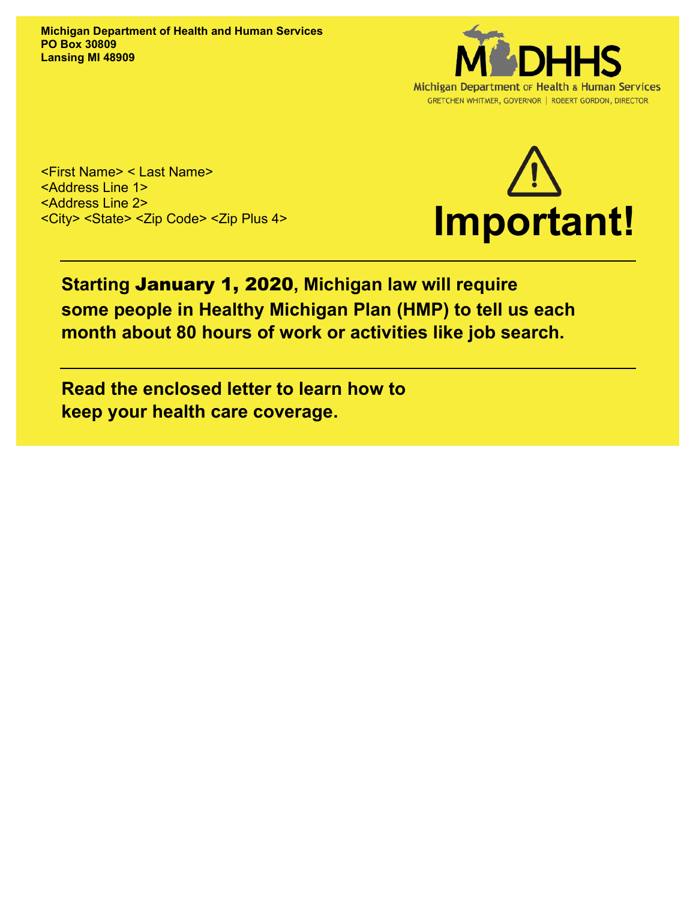**Michigan Department of Health and Human Services**
**PO Box 30809**
**Lansing MI 48909**

MDHHS
Michigan Department of Health & Human Services
GRETCHEN WHITMER, GOVERNOR | ROBERT GORDON, DIRECTOR

<First Name> < Last Name>
<Address Line 1>
<Address Line 2>
<City> <State> <Zip Code> <Zip Plus 4>

# ⚠ Important!

---

**Starting January 1, 2020, Michigan law will require some people in Healthy Michigan Plan (HMP) to tell us each month about 80 hours of work or activities like job search.**

---

**Read the enclosed letter to learn how to keep your health care coverage.**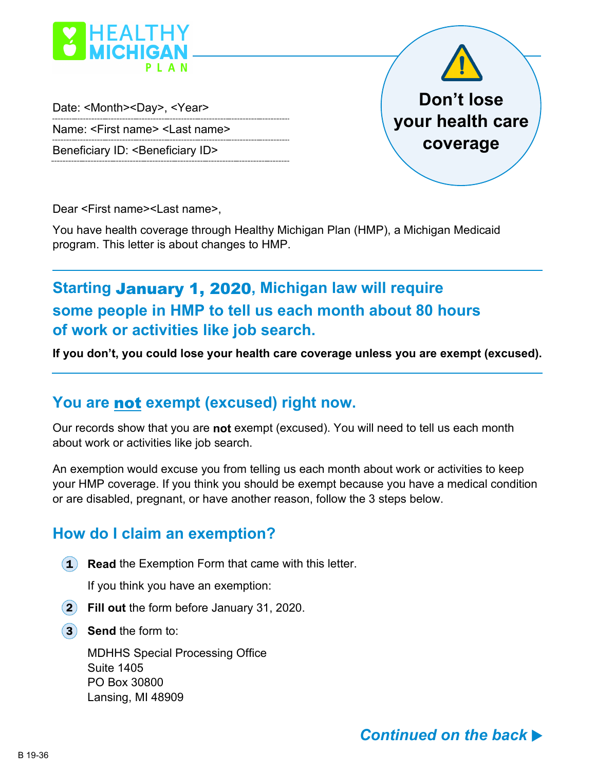HEALTHY MICHIGAN PLAN

Date: <Month><Day>, <Year>

Name: <First name> <Last name>

Beneficiary ID: <Beneficiary ID>

**Don't lose your health care coverage**

Dear <First name><Last name>,

You have health coverage through Healthy Michigan Plan (HMP), a Michigan Medicaid program. This letter is about changes to HMP.

## Starting January 1, 2020, Michigan law will require some people in HMP to tell us each month about 80 hours of work or activities like job search.

**If you don't, you could lose your health care coverage unless you are exempt (excused).**

## You are not exempt (excused) right now.

Our records show that you are **not** exempt (excused). You will need to tell us each month about work or activities like job search.

An exemption would excuse you from telling us each month about work or activities to keep your HMP coverage. If you think you should be exempt because you have a medical condition or are disabled, pregnant, or have another reason, follow the 3 steps below.

## How do I claim an exemption?

1. **Read** the Exemption Form that came with this letter.

   If you think you have an exemption:

2. **Fill out** the form before January 31, 2020.
3. **Send** the form to:

   MDHHS Special Processing Office
   Suite 1405
   PO Box 30800
   Lansing, MI 48909

*Continued on the back* ▶

B 19-36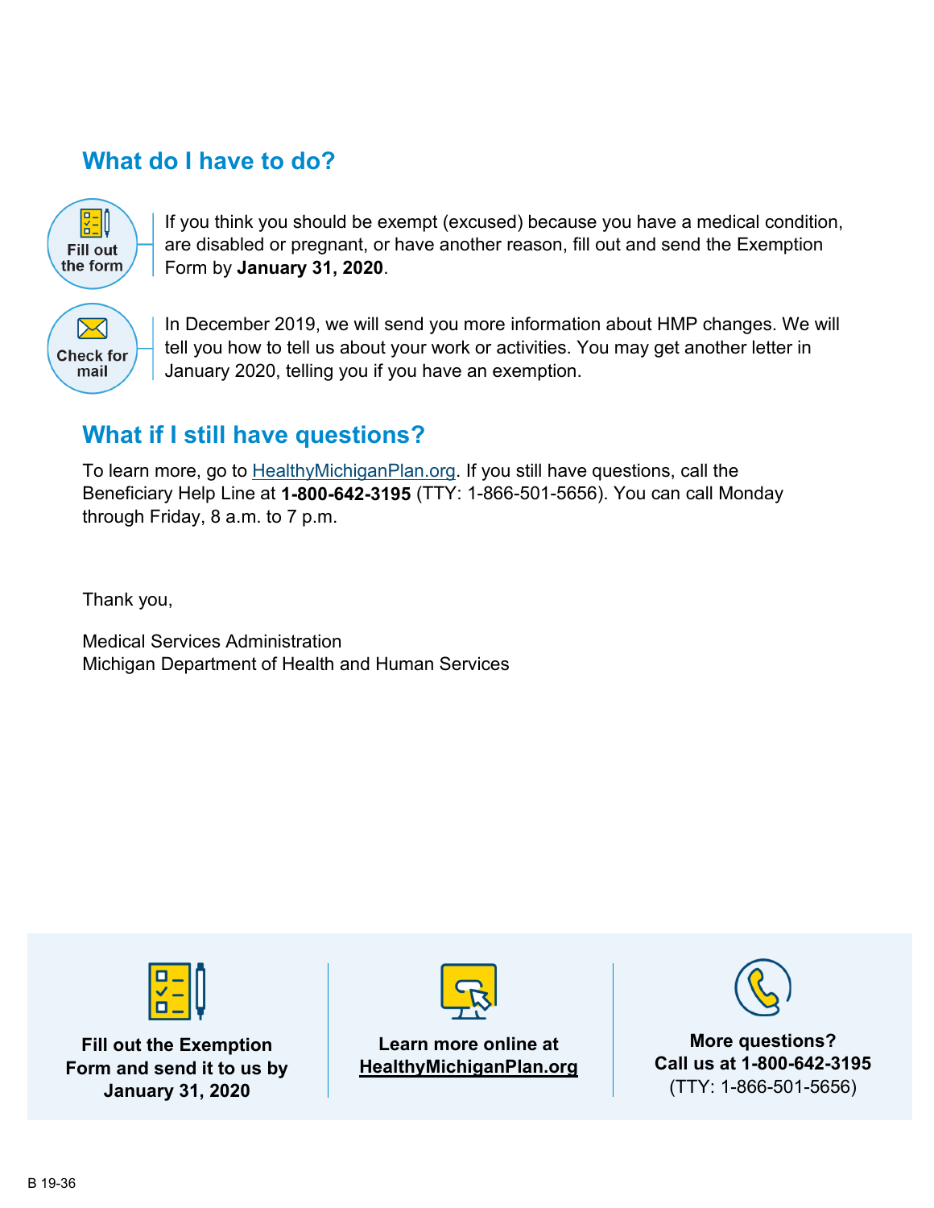## What do I have to do?

**Fill out the form**

If you think you should be exempt (excused) because you have a medical condition, are disabled or pregnant, or have another reason, fill out and send the Exemption Form by **January 31, 2020**.

**Check for mail**

In December 2019, we will send you more information about HMP changes. We will tell you how to tell us about your work or activities. You may get another letter in January 2020, telling you if you have an exemption.

## What if I still have questions?

To learn more, go to HealthyMichiganPlan.org. If you still have questions, call the Beneficiary Help Line at **1-800-642-3195** (TTY: 1-866-501-5656). You can call Monday through Friday, 8 a.m. to 7 p.m.

Thank you,

Medical Services Administration
Michigan Department of Health and Human Services

**Fill out the Exemption Form and send it to us by January 31, 2020**

**Learn more online at HealthyMichiganPlan.org**

**More questions? Call us at 1-800-642-3195**
(TTY: 1-866-501-5656)

B 19-36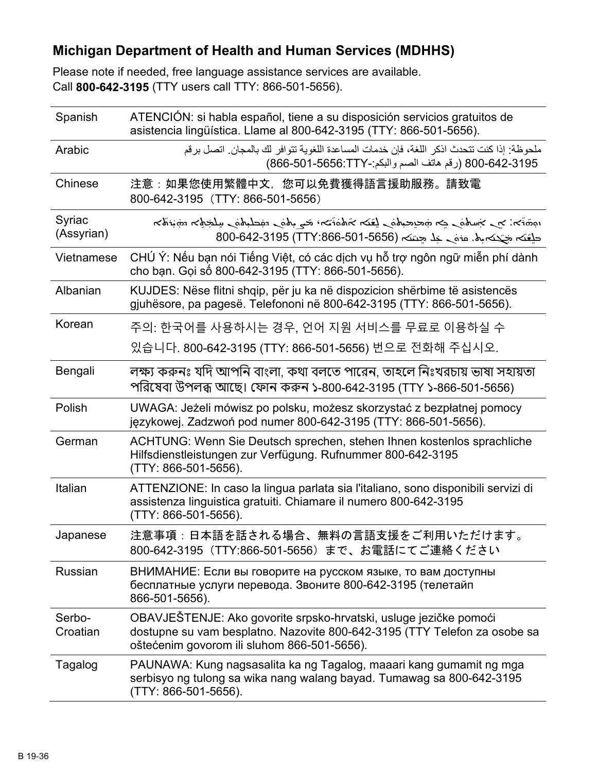## Michigan Department of Health and Human Services (MDHHS)

Please note if needed, free language assistance services are available.
Call **800-642-3195** (TTY users call TTY: 866-501-5656).

| | |
|---|---|
| Spanish | ATENCIÓN: si habla español, tiene a su disposición servicios gratuitos de asistencia lingüística. Llame al 800-642-3195 (TTY: 866-501-5656). |
| Arabic | ملحوظة: إذا كنت تتحدث اذكر اللغة، فإن خدمات المساعدة اللغوية تتوافر لك بالمجان. اتصل برقم 800-642-3195 (رقم هاتف الصم والبكم:-TTY:866-501-5656) |
| Chinese | 注意：如果您使用繁體中文，您可以免費獲得語言援助服務。請致電 800-642-3195（TTY: 866-501-5656） |
| Syriac (Assyrian) | ܙܘܗܪܐ: ܐܢ ܟܐ ܡܗܡܙܡܬܘܢ ܠܫܢܐ ܐܬܘܪܝܐ، ܟܐ ܡܨܝܬܘܢ ܕܡܫܬܡܫܝܬܘܢ ܡܢ ܬܫܡܫܬܐ ܕܗܝܪܬܐ ܕܠܫܢܐ ܡܓܢܐܝܬ. ܩܪܘܢ ܥܠ ܡܢܝܢܐ 800-642-3195 (TTY:866-501-5656) |
| Vietnamese | CHÚ Ý: Nếu bạn nói Tiếng Việt, có các dịch vụ hỗ trợ ngôn ngữ miễn phí dành cho bạn. Gọi số 800-642-3195 (TTY: 866-501-5656). |
| Albanian | KUJDES: Nëse flitni shqip, për ju ka në dispozicion shërbime të asistencës gjuhësore, pa pagesë. Telefononi në 800-642-3195 (TTY: 866-501-5656). |
| Korean | 주의: 한국어를 사용하시는 경우, 언어 지원 서비스를 무료로 이용하실 수 있습니다. 800-642-3195 (TTY: 866-501-5656) 번으로 전화해 주십시오. |
| Bengali | লক্ষ্য করুনঃ যদি আপনি বাংলা, কথা বলতে পারেন, তাহলে নিঃখরচায় ভাষা সহায়তা পরিষেবা উপলব্ধ আছে। ফোন করুন ১-800-642-3195 (TTY ১-866-501-5656) |
| Polish | UWAGA: Jeżeli mówisz po polsku, możesz skorzystać z bezpłatnej pomocy językowej. Zadzwoń pod numer 800-642-3195 (TTY: 866-501-5656). |
| German | ACHTUNG: Wenn Sie Deutsch sprechen, stehen Ihnen kostenlos sprachliche Hilfsdienstleistungen zur Verfügung. Rufnummer 800-642-3195 (TTY: 866-501-5656). |
| Italian | ATTENZIONE: In caso la lingua parlata sia l'italiano, sono disponibili servizi di assistenza linguistica gratuiti. Chiamare il numero 800-642-3195 (TTY: 866-501-5656). |
| Japanese | 注意事項：日本語を話される場合、無料の言語支援をご利用いただけます。800-642-3195（TTY:866-501-5656）まで、お電話にてご連絡ください |
| Russian | ВНИМАНИЕ: Если вы говорите на русском языке, то вам доступны бесплатные услуги перевода. Звоните 800-642-3195 (телетайп 866-501-5656). |
| Serbo-Croatian | OBAVJEŠTENJE: Ako govorite srpsko-hrvatski, usluge jezičke pomoći dostupne su vam besplatno. Nazovite 800-642-3195 (TTY Telefon za osobe sa oštećenim govorom ili sluhom 866-501-5656). |
| Tagalog | PAUNAWA: Kung nagsasalita ka ng Tagalog, maaari kang gumamit ng mga serbisyo ng tulong sa wika nang walang bayad. Tumawag sa 800-642-3195 (TTY: 866-501-5656). |

B 19-36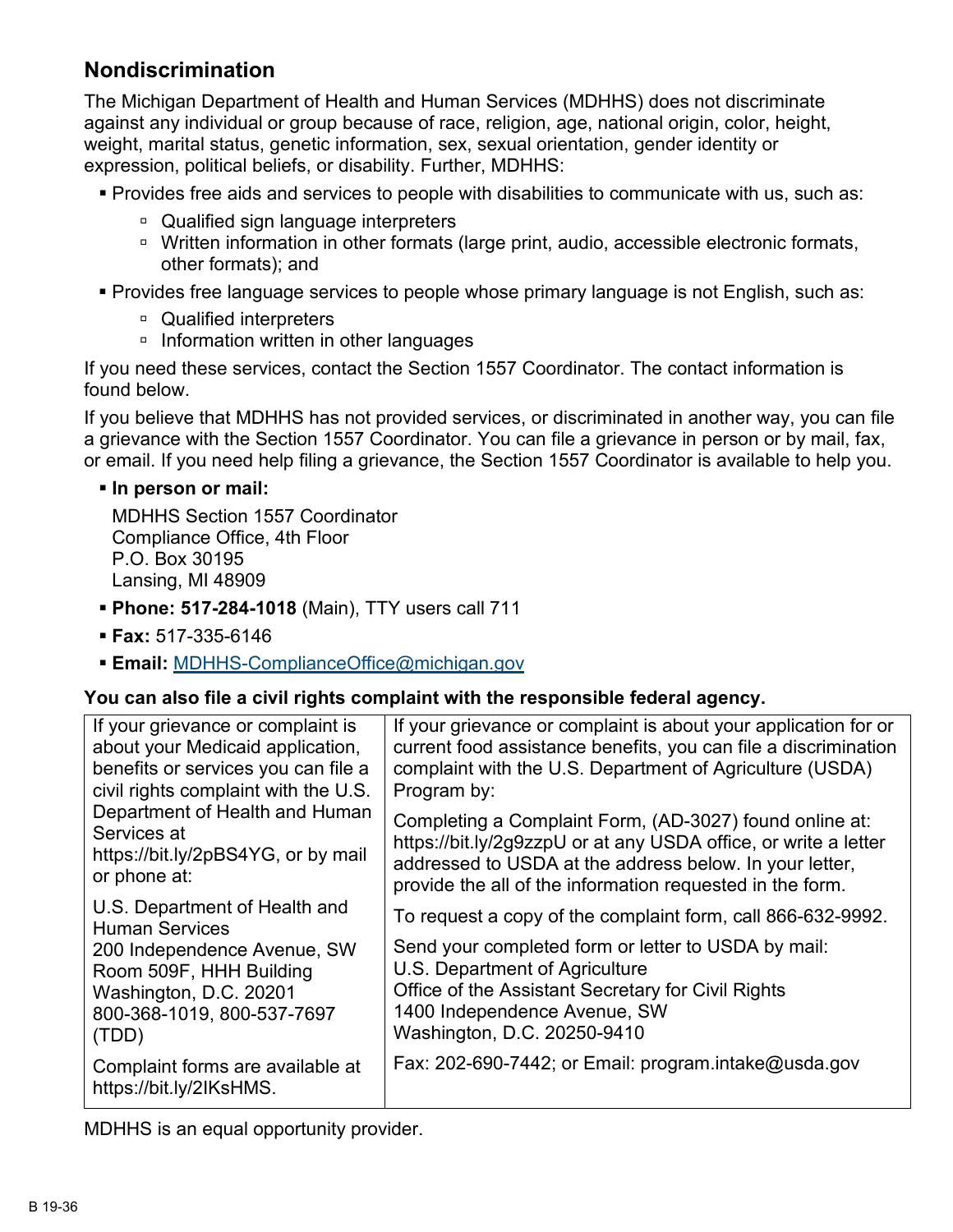## Nondiscrimination

The Michigan Department of Health and Human Services (MDHHS) does not discriminate against any individual or group because of race, religion, age, national origin, color, height, weight, marital status, genetic information, sex, sexual orientation, gender identity or expression, political beliefs, or disability. Further, MDHHS:

- Provides free aids and services to people with disabilities to communicate with us, such as:
  - Qualified sign language interpreters
  - Written information in other formats (large print, audio, accessible electronic formats, other formats); and
- Provides free language services to people whose primary language is not English, such as:
  - Qualified interpreters
  - Information written in other languages

If you need these services, contact the Section 1557 Coordinator. The contact information is found below.

If you believe that MDHHS has not provided services, or discriminated in another way, you can file a grievance with the Section 1557 Coordinator. You can file a grievance in person or by mail, fax, or email. If you need help filing a grievance, the Section 1557 Coordinator is available to help you.

- **In person or mail:**

  MDHHS Section 1557 Coordinator
  Compliance Office, 4th Floor
  P.O. Box 30195
  Lansing, MI 48909
- **Phone: 517-284-1018** (Main), TTY users call 711
- **Fax:** 517-335-6146
- **Email:** MDHHS-ComplianceOffice@michigan.gov

**You can also file a civil rights complaint with the responsible federal agency.**

| | |
|---|---|
| If your grievance or complaint is about your Medicaid application, benefits or services you can file a civil rights complaint with the U.S. Department of Health and Human Services at https://bit.ly/2pBS4YG, or by mail or phone at:<br><br>U.S. Department of Health and Human Services<br>200 Independence Avenue, SW<br>Room 509F, HHH Building<br>Washington, D.C. 20201<br>800-368-1019, 800-537-7697 (TDD)<br><br>Complaint forms are available at https://bit.ly/2IKsHMS. | If your grievance or complaint is about your application for or current food assistance benefits, you can file a discrimination complaint with the U.S. Department of Agriculture (USDA) Program by:<br><br>Completing a Complaint Form, (AD-3027) found online at: https://bit.ly/2g9zzpU or at any USDA office, or write a letter addressed to USDA at the address below. In your letter, provide the all of the information requested in the form.<br><br>To request a copy of the complaint form, call 866-632-9992.<br><br>Send your completed form or letter to USDA by mail:<br>U.S. Department of Agriculture<br>Office of the Assistant Secretary for Civil Rights<br>1400 Independence Avenue, SW<br>Washington, D.C. 20250-9410<br><br>Fax: 202-690-7442; or Email: program.intake@usda.gov |

MDHHS is an equal opportunity provider.

B 19-36